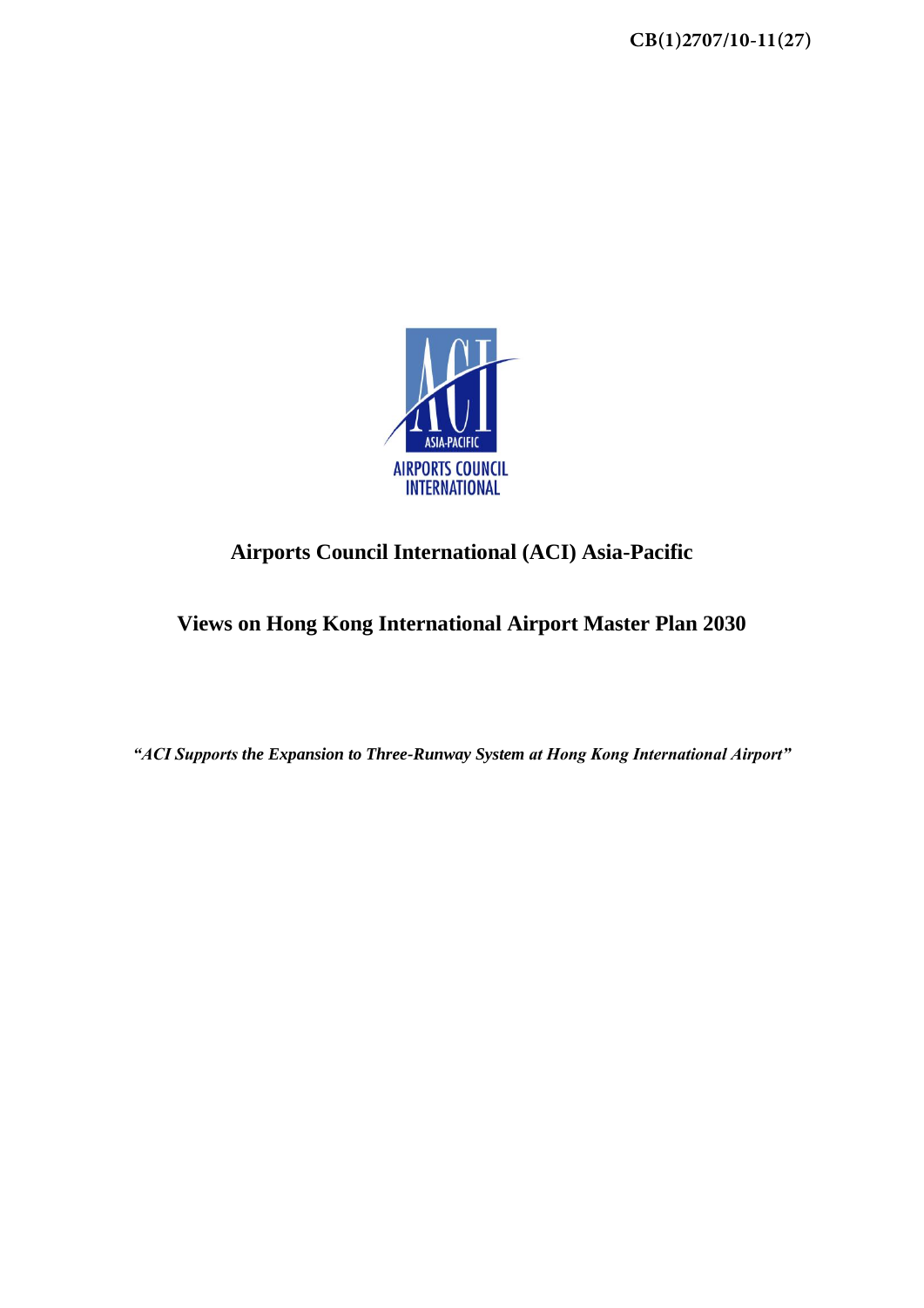CB(1)2707/10-11(27)

ACI ASIA-PACIFIC AIRPORTS COUNCIL INTERNATIONAL

# Airports Council International (ACI) Asia-Pacific

## Views on Hong Kong International Airport Master Plan 2030

***"ACI Supports the Expansion to Three-Runway System at Hong Kong International Airport"***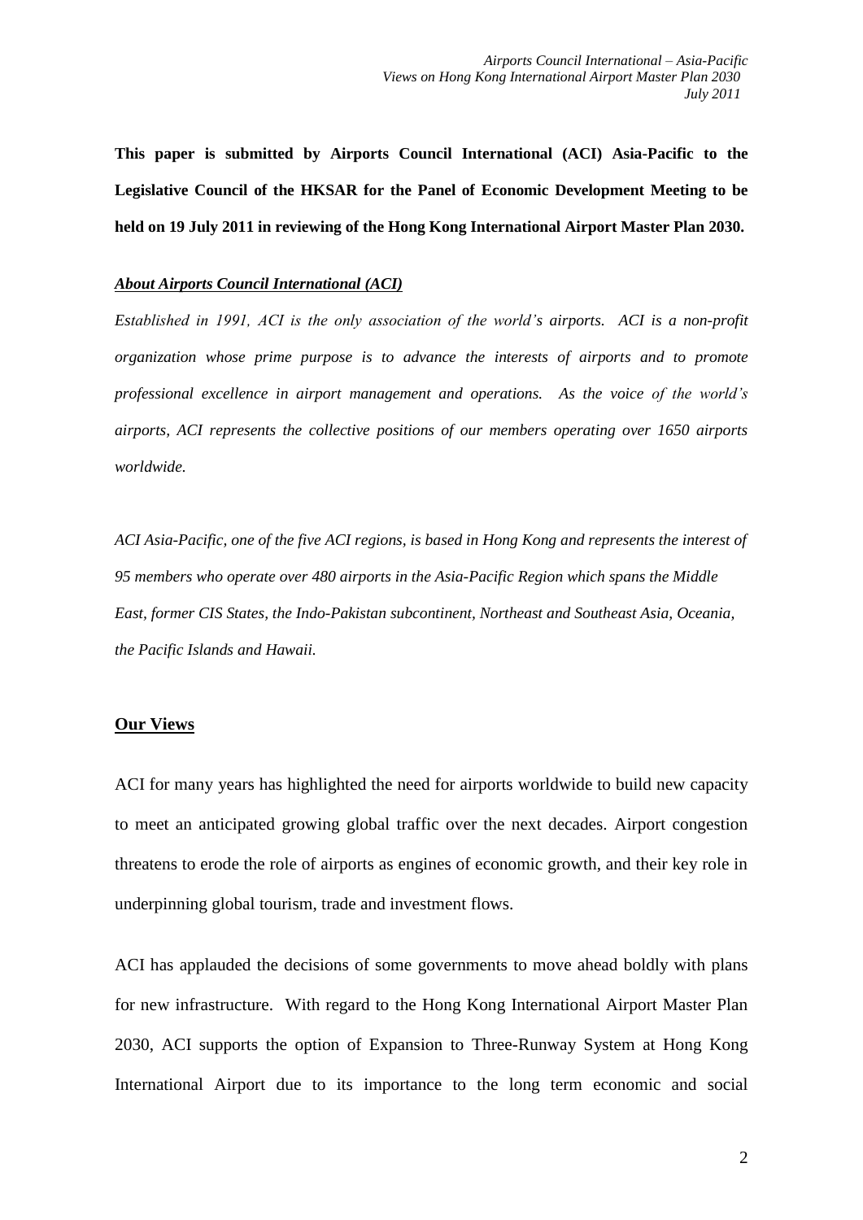**This paper is submitted by Airports Council International (ACI) Asia-Pacific to the Legislative Council of the HKSAR for the Panel of Economic Development Meeting to be held on 19 July 2011 in reviewing of the Hong Kong International Airport Master Plan 2030.**

***About Airports Council International (ACI)***

*Established in 1991, ACI is the only association of the world's airports. ACI is a non-profit organization whose prime purpose is to advance the interests of airports and to promote professional excellence in airport management and operations. As the voice of the world's airports, ACI represents the collective positions of our members operating over 1650 airports worldwide.*

*ACI Asia-Pacific, one of the five ACI regions, is based in Hong Kong and represents the interest of 95 members who operate over 480 airports in the Asia-Pacific Region which spans the Middle East, former CIS States, the Indo-Pakistan subcontinent, Northeast and Southeast Asia, Oceania, the Pacific Islands and Hawaii.*

## Our Views

ACI for many years has highlighted the need for airports worldwide to build new capacity to meet an anticipated growing global traffic over the next decades. Airport congestion threatens to erode the role of airports as engines of economic growth, and their key role in underpinning global tourism, trade and investment flows.

ACI has applauded the decisions of some governments to move ahead boldly with plans for new infrastructure. With regard to the Hong Kong International Airport Master Plan 2030, ACI supports the option of Expansion to Three-Runway System at Hong Kong International Airport due to its importance to the long term economic and social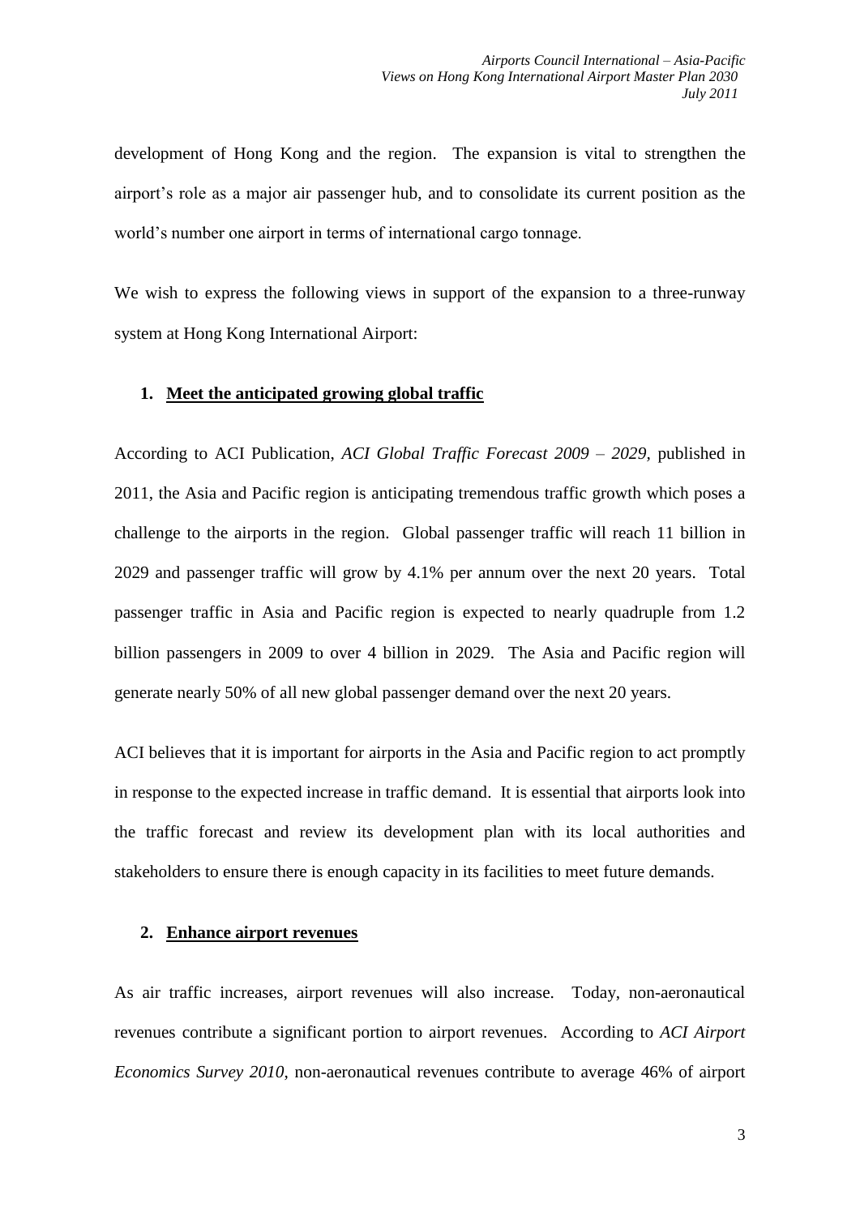development of Hong Kong and the region. The expansion is vital to strengthen the airport's role as a major air passenger hub, and to consolidate its current position as the world's number one airport in terms of international cargo tonnage.

We wish to express the following views in support of the expansion to a three-runway system at Hong Kong International Airport:

1. **<u>Meet the anticipated growing global traffic</u>**

According to ACI Publication, *ACI Global Traffic Forecast 2009 – 2029,* published in 2011, the Asia and Pacific region is anticipating tremendous traffic growth which poses a challenge to the airports in the region. Global passenger traffic will reach 11 billion in 2029 and passenger traffic will grow by 4.1% per annum over the next 20 years. Total passenger traffic in Asia and Pacific region is expected to nearly quadruple from 1.2 billion passengers in 2009 to over 4 billion in 2029. The Asia and Pacific region will generate nearly 50% of all new global passenger demand over the next 20 years.

ACI believes that it is important for airports in the Asia and Pacific region to act promptly in response to the expected increase in traffic demand. It is essential that airports look into the traffic forecast and review its development plan with its local authorities and stakeholders to ensure there is enough capacity in its facilities to meet future demands.

2. **<u>Enhance airport revenues</u>**

As air traffic increases, airport revenues will also increase. Today, non-aeronautical revenues contribute a significant portion to airport revenues. According to *ACI Airport Economics Survey 2010*, non-aeronautical revenues contribute to average 46% of airport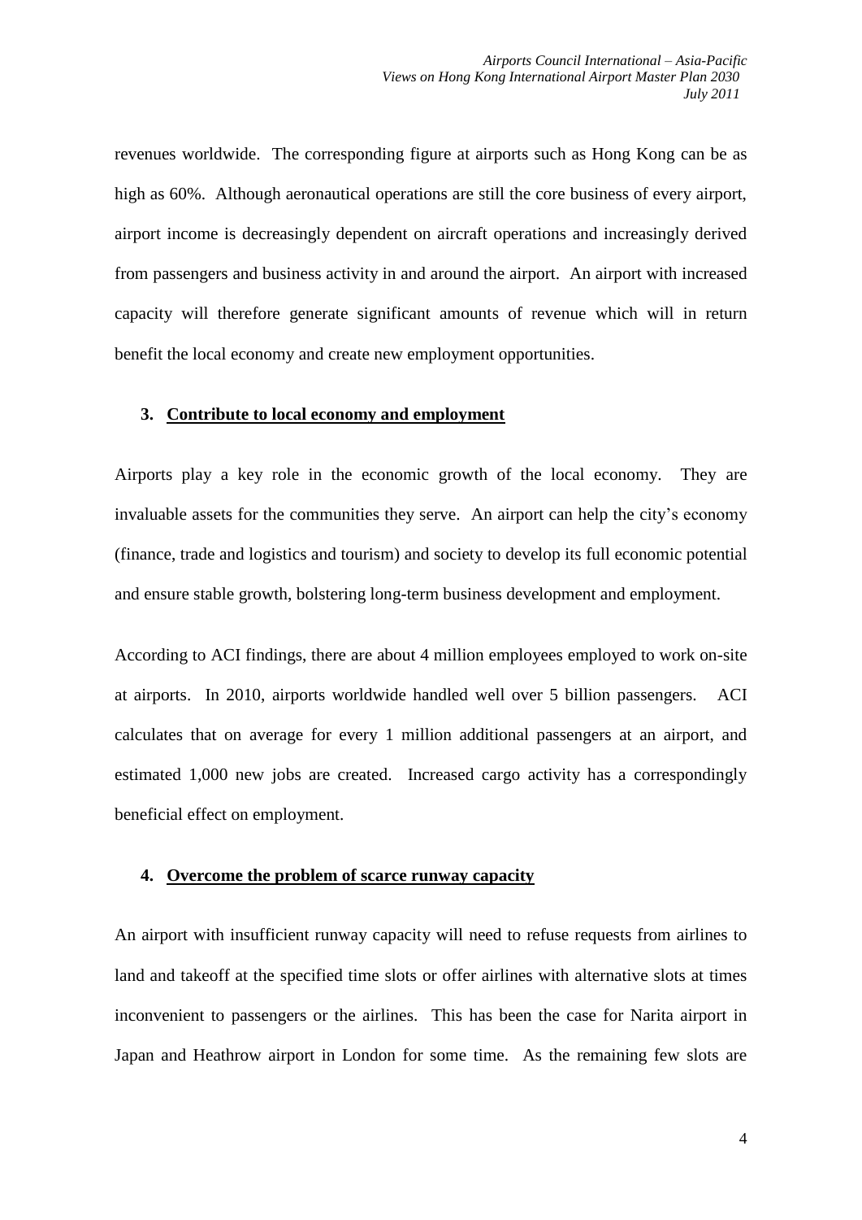revenues worldwide. The corresponding figure at airports such as Hong Kong can be as high as 60%. Although aeronautical operations are still the core business of every airport, airport income is decreasingly dependent on aircraft operations and increasingly derived from passengers and business activity in and around the airport. An airport with increased capacity will therefore generate significant amounts of revenue which will in return benefit the local economy and create new employment opportunities.

### 3. Contribute to local economy and employment

Airports play a key role in the economic growth of the local economy. They are invaluable assets for the communities they serve. An airport can help the city's economy (finance, trade and logistics and tourism) and society to develop its full economic potential and ensure stable growth, bolstering long-term business development and employment.

According to ACI findings, there are about 4 million employees employed to work on-site at airports. In 2010, airports worldwide handled well over 5 billion passengers. ACI calculates that on average for every 1 million additional passengers at an airport, and estimated 1,000 new jobs are created. Increased cargo activity has a correspondingly beneficial effect on employment.

### 4. Overcome the problem of scarce runway capacity

An airport with insufficient runway capacity will need to refuse requests from airlines to land and takeoff at the specified time slots or offer airlines with alternative slots at times inconvenient to passengers or the airlines. This has been the case for Narita airport in Japan and Heathrow airport in London for some time. As the remaining few slots are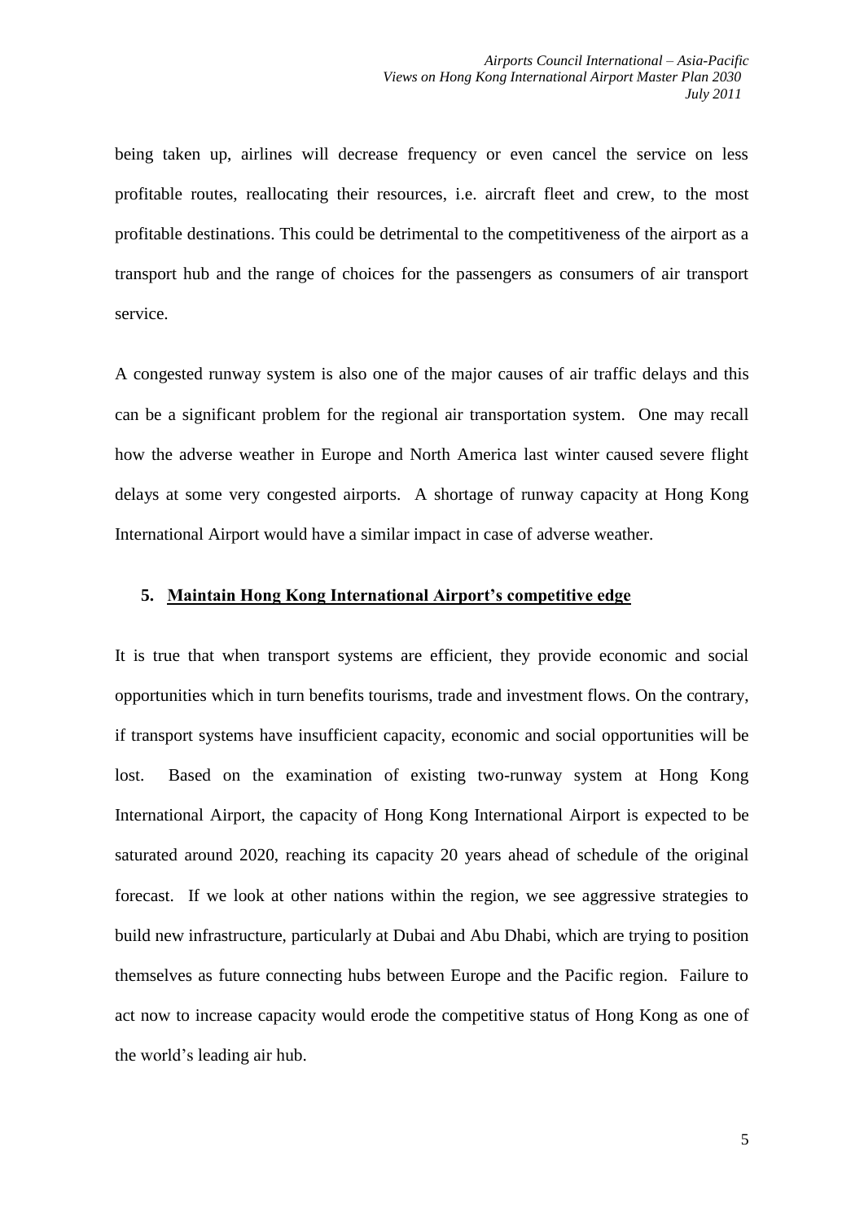being taken up, airlines will decrease frequency or even cancel the service on less profitable routes, reallocating their resources, i.e. aircraft fleet and crew, to the most profitable destinations. This could be detrimental to the competitiveness of the airport as a transport hub and the range of choices for the passengers as consumers of air transport service.

A congested runway system is also one of the major causes of air traffic delays and this can be a significant problem for the regional air transportation system. One may recall how the adverse weather in Europe and North America last winter caused severe flight delays at some very congested airports. A shortage of runway capacity at Hong Kong International Airport would have a similar impact in case of adverse weather.

## 5. Maintain Hong Kong International Airport's competitive edge

It is true that when transport systems are efficient, they provide economic and social opportunities which in turn benefits tourisms, trade and investment flows. On the contrary, if transport systems have insufficient capacity, economic and social opportunities will be lost. Based on the examination of existing two-runway system at Hong Kong International Airport, the capacity of Hong Kong International Airport is expected to be saturated around 2020, reaching its capacity 20 years ahead of schedule of the original forecast. If we look at other nations within the region, we see aggressive strategies to build new infrastructure, particularly at Dubai and Abu Dhabi, which are trying to position themselves as future connecting hubs between Europe and the Pacific region. Failure to act now to increase capacity would erode the competitive status of Hong Kong as one of the world's leading air hub.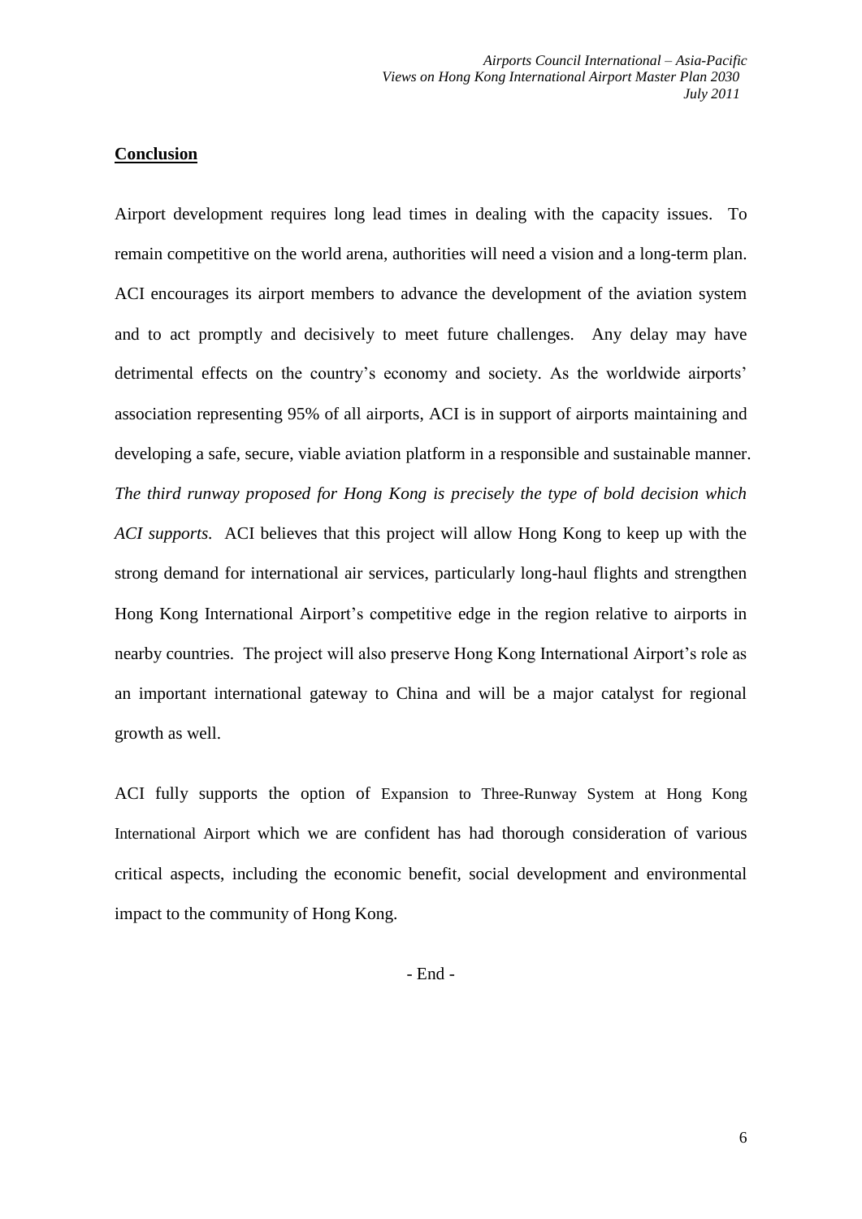## Conclusion

Airport development requires long lead times in dealing with the capacity issues. To remain competitive on the world arena, authorities will need a vision and a long-term plan. ACI encourages its airport members to advance the development of the aviation system and to act promptly and decisively to meet future challenges. Any delay may have detrimental effects on the country's economy and society. As the worldwide airports' association representing 95% of all airports, ACI is in support of airports maintaining and developing a safe, secure, viable aviation platform in a responsible and sustainable manner. *The third runway proposed for Hong Kong is precisely the type of bold decision which ACI supports.* ACI believes that this project will allow Hong Kong to keep up with the strong demand for international air services, particularly long-haul flights and strengthen Hong Kong International Airport's competitive edge in the region relative to airports in nearby countries. The project will also preserve Hong Kong International Airport's role as an important international gateway to China and will be a major catalyst for regional growth as well.

ACI fully supports the option of Expansion to Three-Runway System at Hong Kong International Airport which we are confident has had thorough consideration of various critical aspects, including the economic benefit, social development and environmental impact to the community of Hong Kong.

- End -